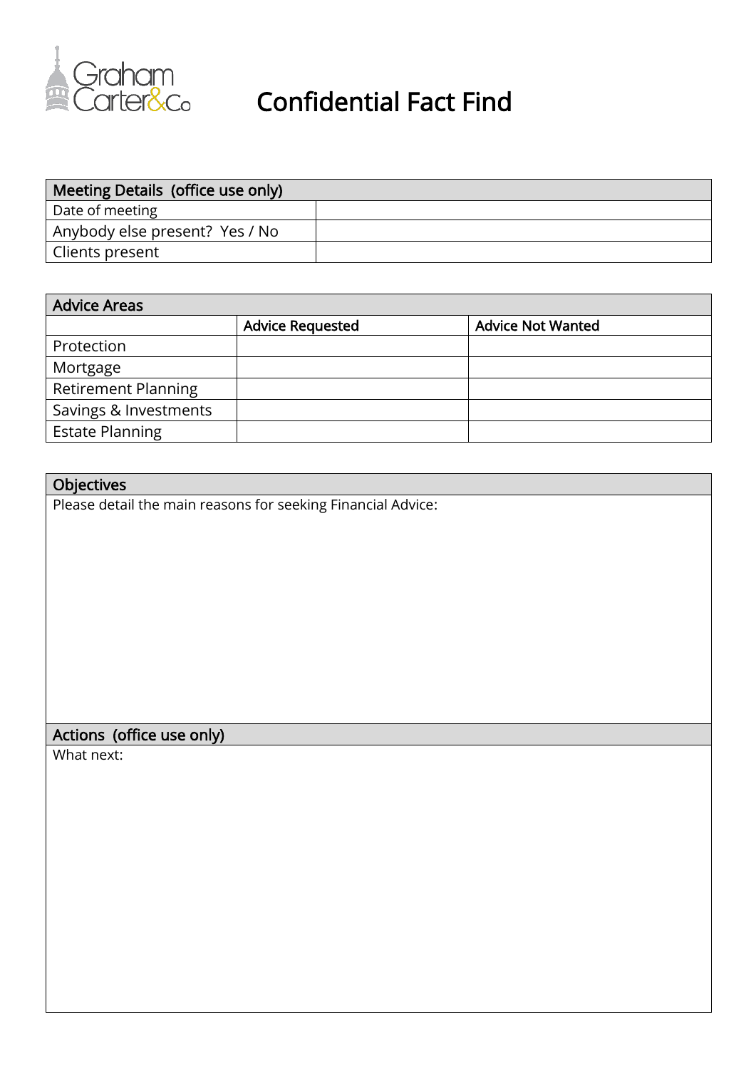Graham Carter&Co

# Confidential Fact Find

| Meeting Details (office use only) | |
|---|---|
| Date of meeting | |
| Anybody else present? Yes / No | |
| Clients present | |

| Advice Areas | | |
|---|---|---|
| | Advice Requested | Advice Not Wanted |
| Protection | | |
| Mortgage | | |
| Retirement Planning | | |
| Savings & Investments | | |
| Estate Planning | | |

## Objectives

Please detail the main reasons for seeking Financial Advice:

## Actions (office use only)

What next: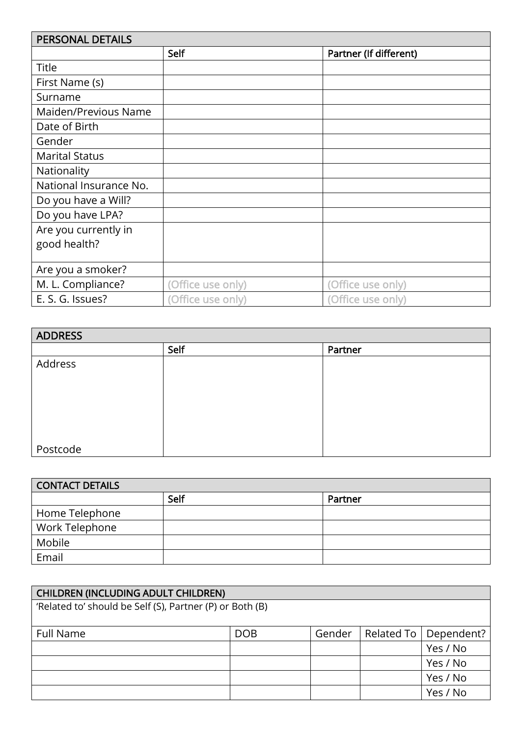| PERSONAL DETAILS | | |
|---|---|---|
| | Self | Partner (If different) |
| Title | | |
| First Name (s) | | |
| Surname | | |
| Maiden/Previous Name | | |
| Date of Birth | | |
| Gender | | |
| Marital Status | | |
| Nationality | | |
| National Insurance No. | | |
| Do you have a Will? | | |
| Do you have LPA? | | |
| Are you currently in good health? | | |
| Are you a smoker? | | |
| M. L. Compliance? | (Office use only) | (Office use only) |
| E. S. G. Issues? | (Office use only) | (Office use only) |

| ADDRESS | | |
|---|---|---|
| | Self | Partner |
| Address<br><br><br><br><br>Postcode | | |

| CONTACT DETAILS | | |
|---|---|---|
| | Self | Partner |
| Home Telephone | | |
| Work Telephone | | |
| Mobile | | |
| Email | | |

| CHILDREN (INCLUDING ADULT CHILDREN) | | | | |
|---|---|---|---|---|
| 'Related to' should be Self (S), Partner (P) or Both (B) | | | | |
| Full Name | DOB | Gender | Related To | Dependent? |
| | | | | Yes / No |
| | | | | Yes / No |
| | | | | Yes / No |
| | | | | Yes / No |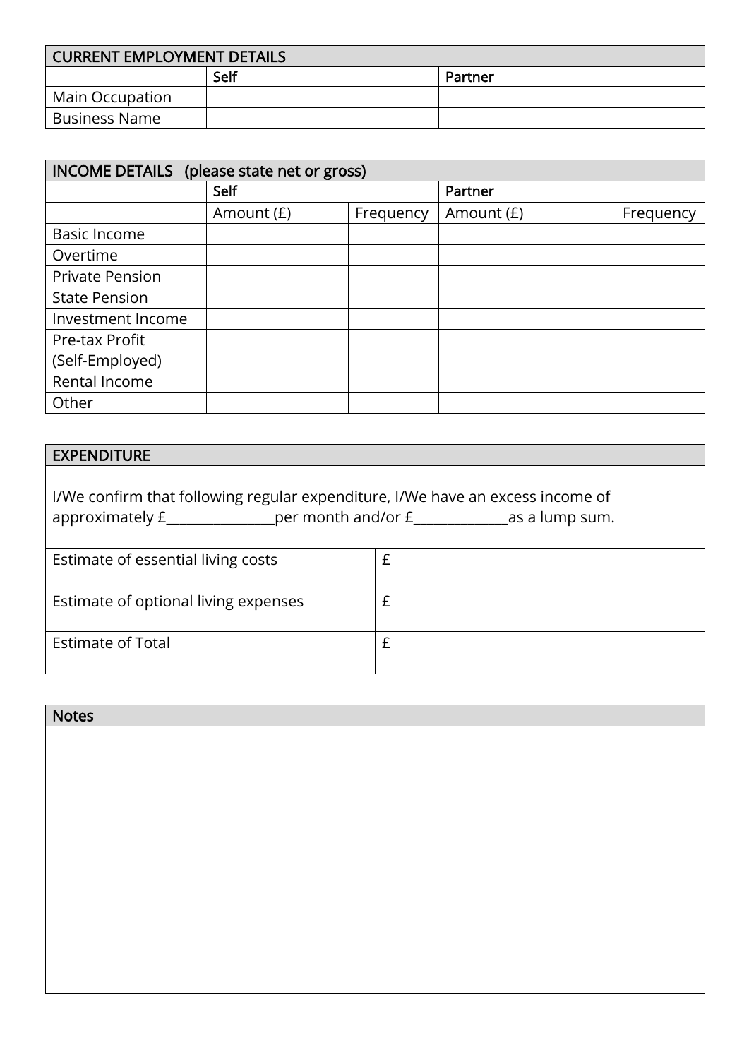| CURRENT EMPLOYMENT DETAILS | | |
|---|---|---|
| | **Self** | **Partner** |
| Main Occupation | | |
| Business Name | | |

| INCOME DETAILS (please state net or gross) | | | | |
|---|---|---|---|---|
| | **Self** | | **Partner** | |
| | Amount (£) | Frequency | Amount (£) | Frequency |
| Basic Income | | | | |
| Overtime | | | | |
| Private Pension | | | | |
| State Pension | | | | |
| Investment Income | | | | |
| Pre-tax Profit (Self-Employed) | | | | |
| Rental Income | | | | |
| Other | | | | |

| EXPENDITURE | |
|---|---|
| I/We confirm that following regular expenditure, I/We have an excess income of approximately £_______________per month and/or £_____________as a lump sum. | |
| Estimate of essential living costs | £ |
| Estimate of optional living expenses | £ |
| Estimate of Total | £ |

| Notes |
|---|
| |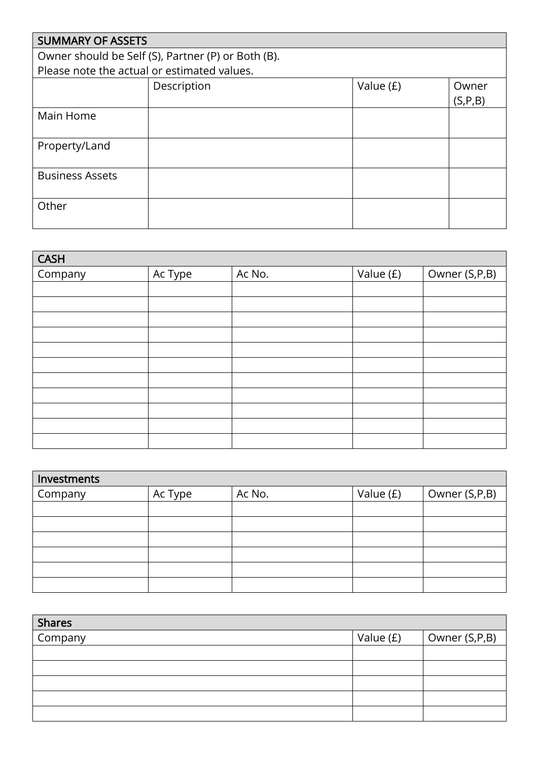| SUMMARY OF ASSETS | | | |
|---|---|---|---|
| Owner should be Self (S), Partner (P) or Both (B).<br>Please note the actual or estimated values. | | | |
| | Description | Value (£) | Owner (S,P,B) |
| Main Home | | | |
| Property/Land | | | |
| Business Assets | | | |
| Other | | | |

| CASH | | | | |
|---|---|---|---|---|
| Company | Ac Type | Ac No. | Value (£) | Owner (S,P,B) |
| | | | | |
| | | | | |
| | | | | |
| | | | | |
| | | | | |
| | | | | |
| | | | | |
| | | | | |
| | | | | |
| | | | | |
| | | | | |

| Investments | | | | |
|---|---|---|---|---|
| Company | Ac Type | Ac No. | Value (£) | Owner (S,P,B) |
| | | | | |
| | | | | |
| | | | | |
| | | | | |
| | | | | |
| | | | | |

| Shares | | |
|---|---|---|
| Company | Value (£) | Owner (S,P,B) |
| | | |
| | | |
| | | |
| | | |
| | | |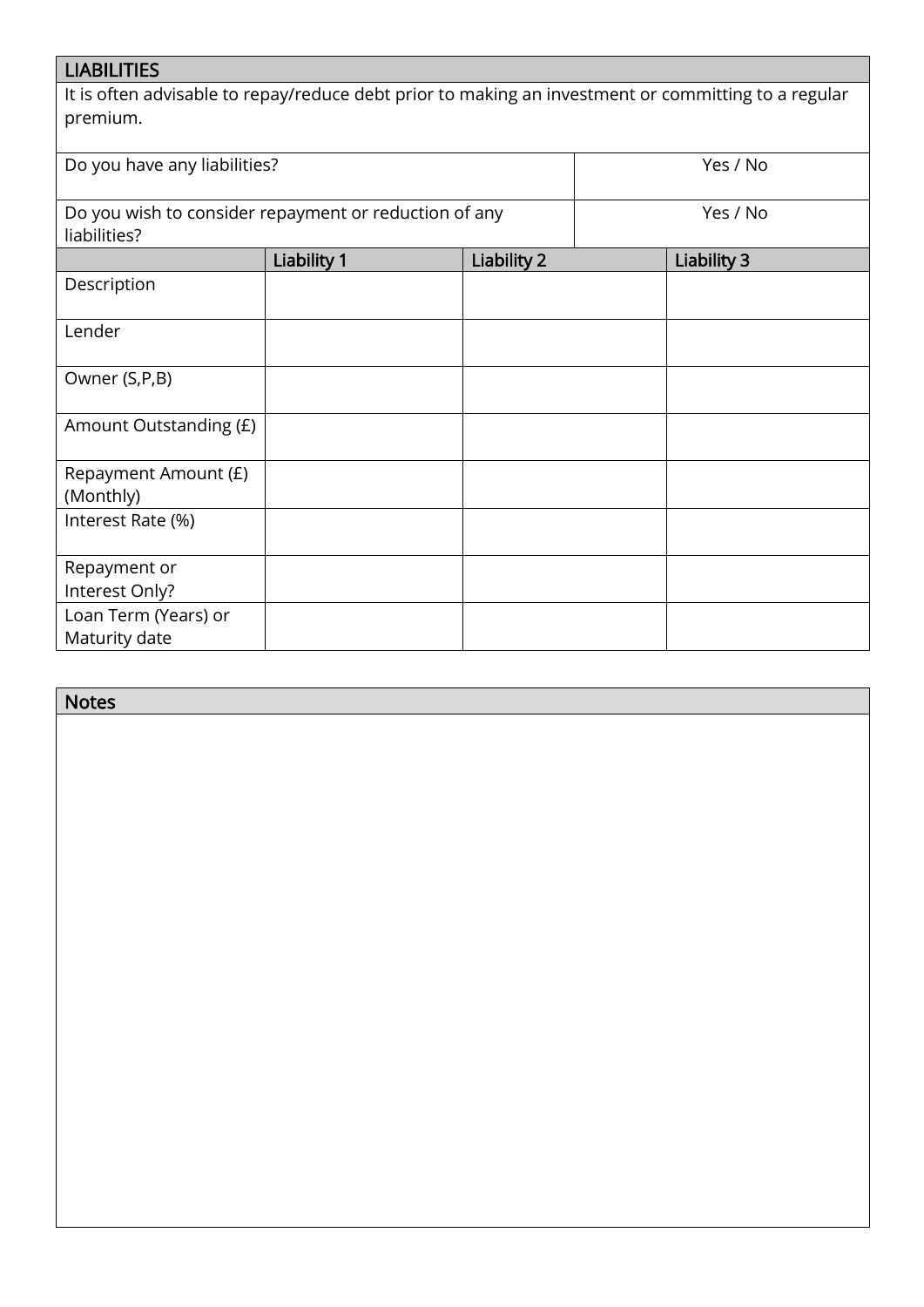## LIABILITIES

It is often advisable to repay/reduce debt prior to making an investment or committing to a regular premium.

| | |
|---|---|
| Do you have any liabilities? | Yes / No |
| Do you wish to consider repayment or reduction of any liabilities? | Yes / No |

| | Liability 1 | Liability 2 | Liability 3 |
|---|---|---|---|
| Description | | | |
| Lender | | | |
| Owner (S,P,B) | | | |
| Amount Outstanding (£) | | | |
| Repayment Amount (£) (Monthly) | | | |
| Interest Rate (%) | | | |
| Repayment or Interest Only? | | | |
| Loan Term (Years) or Maturity date | | | |

## Notes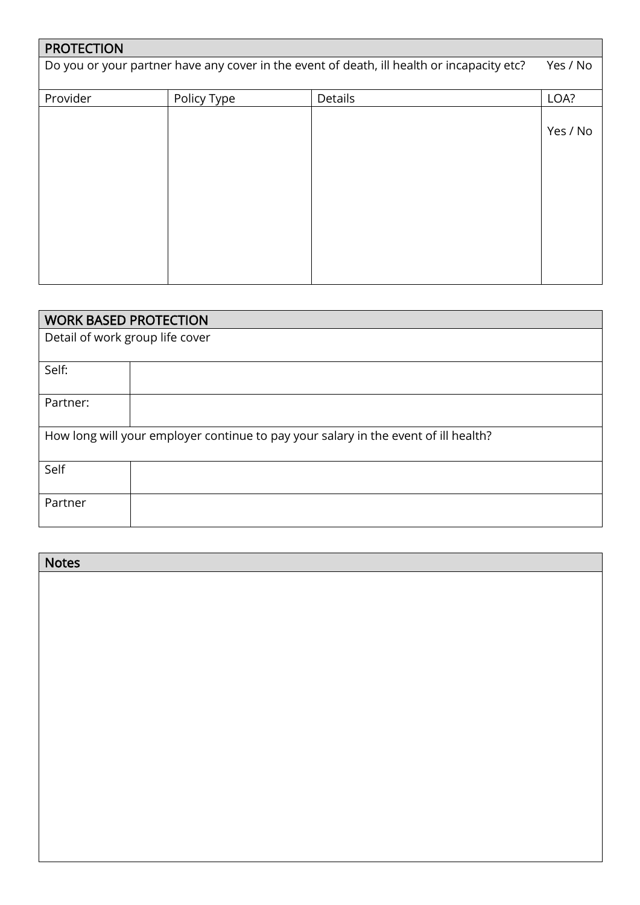| PROTECTION | | | |
|---|---|---|---|
| Do you or your partner have any cover in the event of death, ill health or incapacity etc? | | | Yes / No |
| Provider | Policy Type | Details | LOA? |
| | | | Yes / No |

| WORK BASED PROTECTION | |
|---|---|
| Detail of work group life cover | |
| Self: | |
| Partner: | |
| How long will your employer continue to pay your salary in the event of ill health? | |
| Self | |
| Partner | |

| Notes |
|---|
| |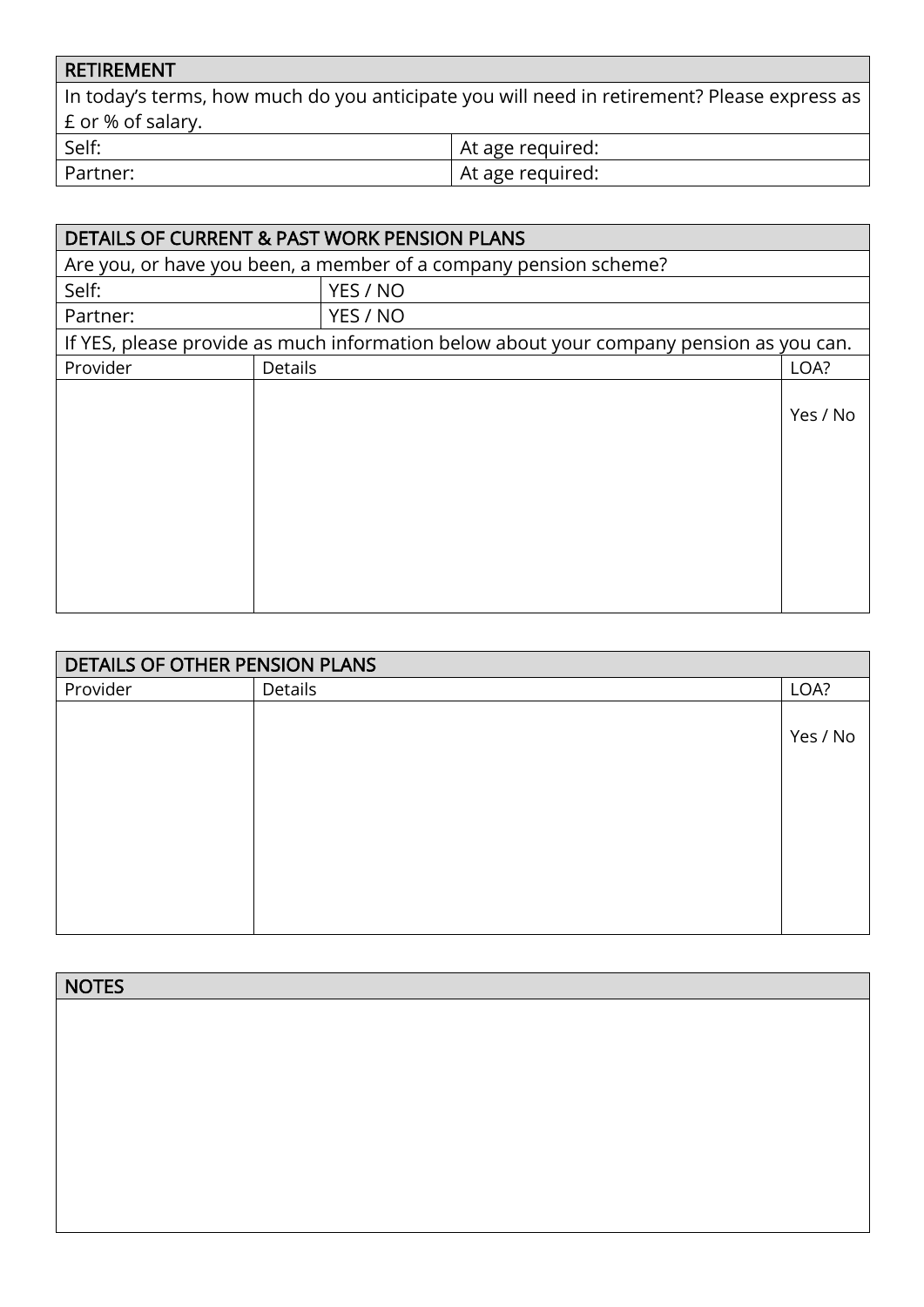| RETIREMENT | |
|---|---|
| In today's terms, how much do you anticipate you will need in retirement? Please express as £ or % of salary. | |
| Self: | At age required: |
| Partner: | At age required: |

| DETAILS OF CURRENT & PAST WORK PENSION PLANS | |
|---|---|
| Are you, or have you been, a member of a company pension scheme? | |
| Self: | YES / NO |
| Partner: | YES / NO |
| If YES, please provide as much information below about your company pension as you can. | |

| Provider | Details | LOA? |
|---|---|---|
| | | Yes / No |

| DETAILS OF OTHER PENSION PLANS | | |
|---|---|---|
| Provider | Details | LOA? |
| | | Yes / No |

| NOTES |
|---|
| |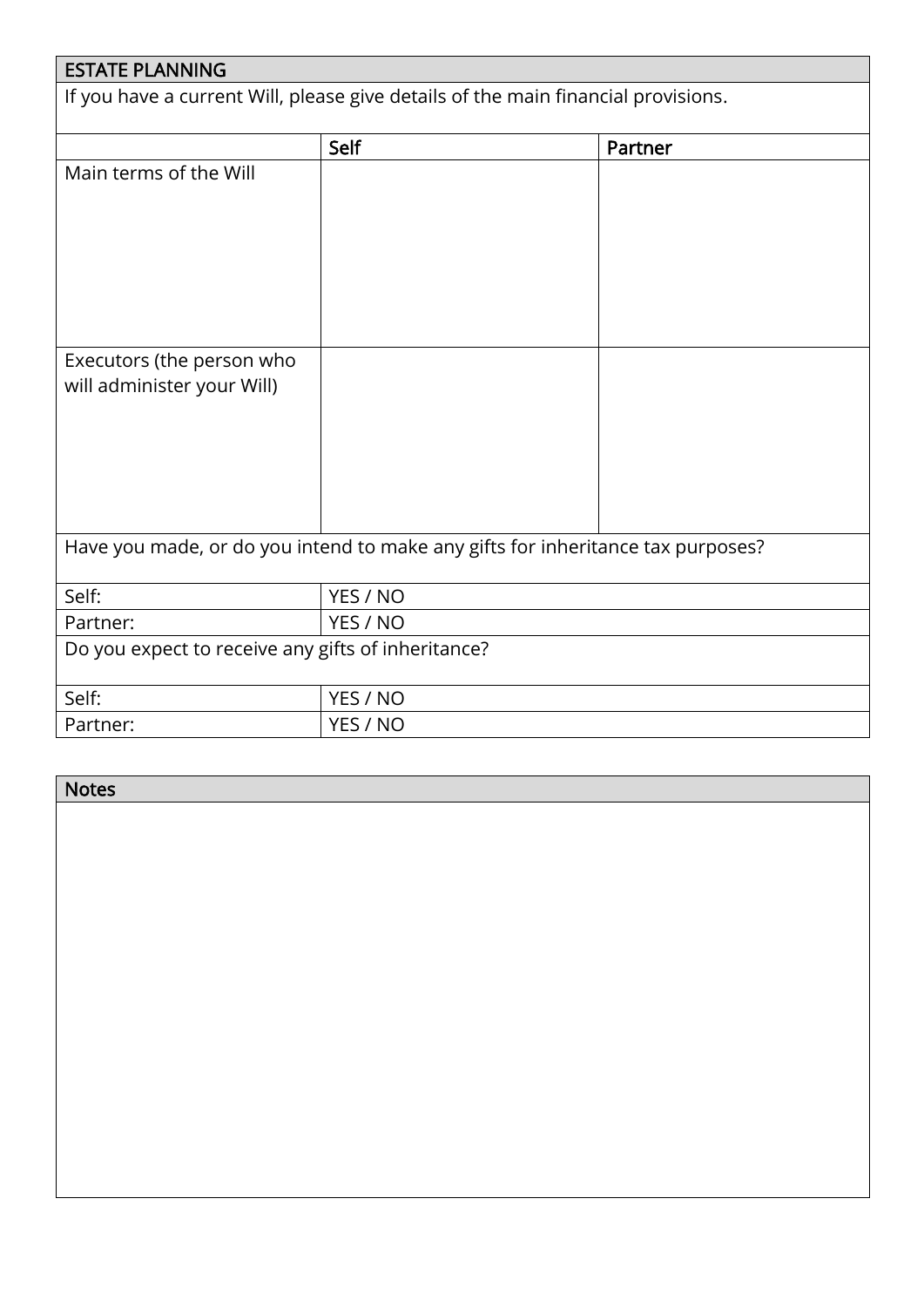## ESTATE PLANNING

If you have a current Will, please give details of the main financial provisions.

| | Self | Partner |
|---|---|---|
| Main terms of the Will | | |
| Executors (the person who will administer your Will) | | |

Have you made, or do you intend to make any gifts for inheritance tax purposes?

| | |
|---|---|
| Self: | YES / NO |
| Partner: | YES / NO |

Do you expect to receive any gifts of inheritance?

| | |
|---|---|
| Self: | YES / NO |
| Partner: | YES / NO |

## Notes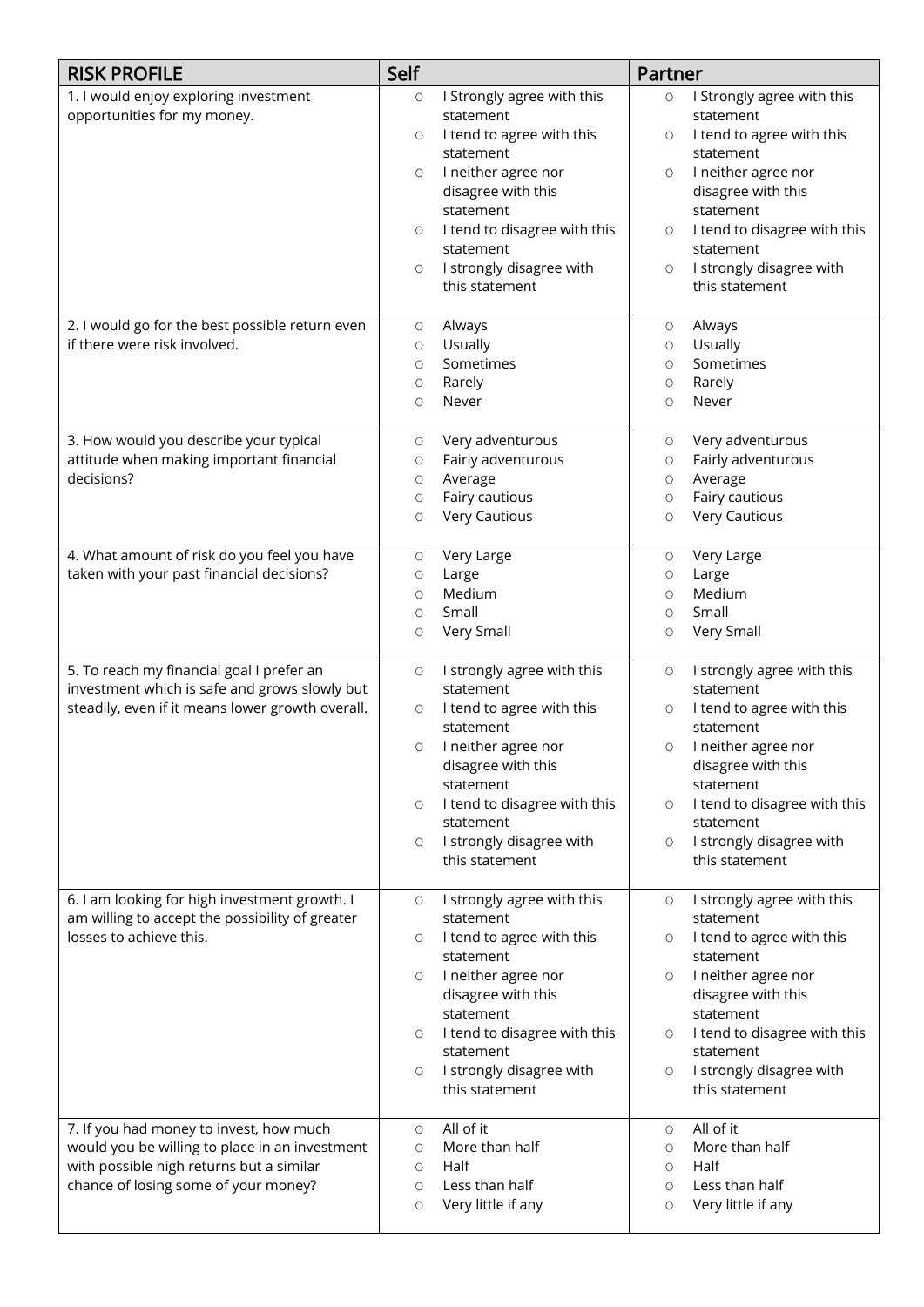| RISK PROFILE | Self | Partner |
|---|---|---|
| 1. I would enjoy exploring investment opportunities for my money. | ○ I Strongly agree with this statement<br>○ I tend to agree with this statement<br>○ I neither agree nor disagree with this statement<br>○ I tend to disagree with this statement<br>○ I strongly disagree with this statement | ○ I Strongly agree with this statement<br>○ I tend to agree with this statement<br>○ I neither agree nor disagree with this statement<br>○ I tend to disagree with this statement<br>○ I strongly disagree with this statement |
| 2. I would go for the best possible return even if there were risk involved. | ○ Always<br>○ Usually<br>○ Sometimes<br>○ Rarely<br>○ Never | ○ Always<br>○ Usually<br>○ Sometimes<br>○ Rarely<br>○ Never |
| 3. How would you describe your typical attitude when making important financial decisions? | ○ Very adventurous<br>○ Fairly adventurous<br>○ Average<br>○ Fairy cautious<br>○ Very Cautious | ○ Very adventurous<br>○ Fairly adventurous<br>○ Average<br>○ Fairy cautious<br>○ Very Cautious |
| 4. What amount of risk do you feel you have taken with your past financial decisions? | ○ Very Large<br>○ Large<br>○ Medium<br>○ Small<br>○ Very Small | ○ Very Large<br>○ Large<br>○ Medium<br>○ Small<br>○ Very Small |
| 5. To reach my financial goal I prefer an investment which is safe and grows slowly but steadily, even if it means lower growth overall. | ○ I strongly agree with this statement<br>○ I tend to agree with this statement<br>○ I neither agree nor disagree with this statement<br>○ I tend to disagree with this statement<br>○ I strongly disagree with this statement | ○ I strongly agree with this statement<br>○ I tend to agree with this statement<br>○ I neither agree nor disagree with this statement<br>○ I tend to disagree with this statement<br>○ I strongly disagree with this statement |
| 6. I am looking for high investment growth. I am willing to accept the possibility of greater losses to achieve this. | ○ I strongly agree with this statement<br>○ I tend to agree with this statement<br>○ I neither agree nor disagree with this statement<br>○ I tend to disagree with this statement<br>○ I strongly disagree with this statement | ○ I strongly agree with this statement<br>○ I tend to agree with this statement<br>○ I neither agree nor disagree with this statement<br>○ I tend to disagree with this statement<br>○ I strongly disagree with this statement |
| 7. If you had money to invest, how much would you be willing to place in an investment with possible high returns but a similar chance of losing some of your money? | ○ All of it<br>○ More than half<br>○ Half<br>○ Less than half<br>○ Very little if any | ○ All of it<br>○ More than half<br>○ Half<br>○ Less than half<br>○ Very little if any |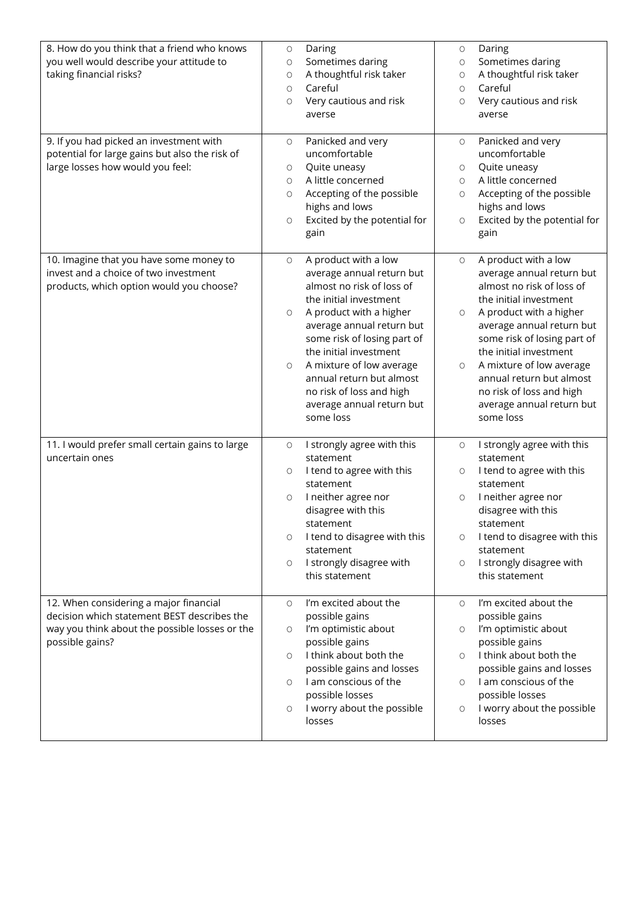| | | |
|---|---|---|
| 8. How do you think that a friend who knows you well would describe your attitude to taking financial risks? | ○ Daring<br>○ Sometimes daring<br>○ A thoughtful risk taker<br>○ Careful<br>○ Very cautious and risk averse | ○ Daring<br>○ Sometimes daring<br>○ A thoughtful risk taker<br>○ Careful<br>○ Very cautious and risk averse |
| 9. If you had picked an investment with potential for large gains but also the risk of large losses how would you feel: | ○ Panicked and very uncomfortable<br>○ Quite uneasy<br>○ A little concerned<br>○ Accepting of the possible highs and lows<br>○ Excited by the potential for gain | ○ Panicked and very uncomfortable<br>○ Quite uneasy<br>○ A little concerned<br>○ Accepting of the possible highs and lows<br>○ Excited by the potential for gain |
| 10. Imagine that you have some money to invest and a choice of two investment products, which option would you choose? | ○ A product with a low average annual return but almost no risk of loss of the initial investment<br>○ A product with a higher average annual return but some risk of losing part of the initial investment<br>○ A mixture of low average annual return but almost no risk of loss and high average annual return but some loss | ○ A product with a low average annual return but almost no risk of loss of the initial investment<br>○ A product with a higher average annual return but some risk of losing part of the initial investment<br>○ A mixture of low average annual return but almost no risk of loss and high average annual return but some loss |
| 11. I would prefer small certain gains to large uncertain ones | ○ I strongly agree with this statement<br>○ I tend to agree with this statement<br>○ I neither agree nor disagree with this statement<br>○ I tend to disagree with this statement<br>○ I strongly disagree with this statement | ○ I strongly agree with this statement<br>○ I tend to agree with this statement<br>○ I neither agree nor disagree with this statement<br>○ I tend to disagree with this statement<br>○ I strongly disagree with this statement |
| 12. When considering a major financial decision which statement BEST describes the way you think about the possible losses or the possible gains? | ○ I'm excited about the possible gains<br>○ I'm optimistic about possible gains<br>○ I think about both the possible gains and losses<br>○ I am conscious of the possible losses<br>○ I worry about the possible losses | ○ I'm excited about the possible gains<br>○ I'm optimistic about possible gains<br>○ I think about both the possible gains and losses<br>○ I am conscious of the possible losses<br>○ I worry about the possible losses |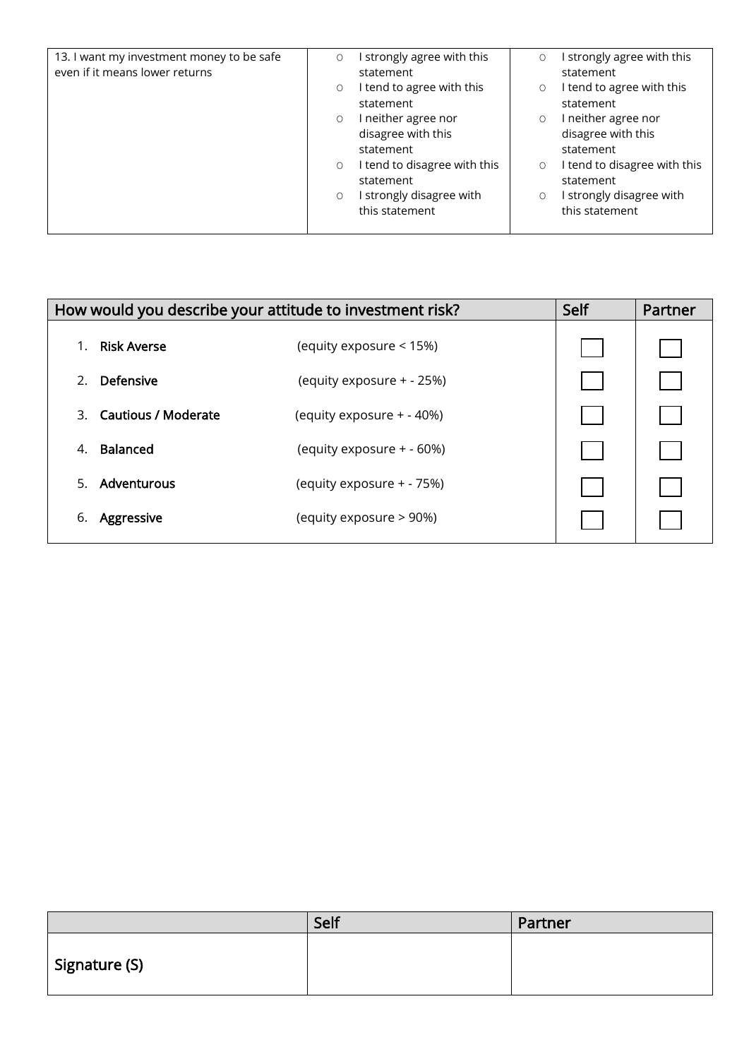| | | |
|---|---|---|
| 13. I want my investment money to be safe even if it means lower returns | ○ I strongly agree with this statement<br>○ I tend to agree with this statement<br>○ I neither agree nor disagree with this statement<br>○ I tend to disagree with this statement<br>○ I strongly disagree with this statement | ○ I strongly agree with this statement<br>○ I tend to agree with this statement<br>○ I neither agree nor disagree with this statement<br>○ I tend to disagree with this statement<br>○ I strongly disagree with this statement |

| How would you describe your attitude to investment risk? | | Self | Partner |
|---|---|---|---|
| 1. **Risk Averse** | (equity exposure < 15%) | ☐ | ☐ |
| 2. **Defensive** | (equity exposure + - 25%) | ☐ | ☐ |
| 3. **Cautious / Moderate** | (equity exposure + - 40%) | ☐ | ☐ |
| 4. **Balanced** | (equity exposure + - 60%) | ☐ | ☐ |
| 5. **Adventurous** | (equity exposure + - 75%) | ☐ | ☐ |
| 6. **Aggressive** | (equity exposure > 90%) | ☐ | ☐ |

| | Self | Partner |
|---|---|---|
| Signature (S) | | |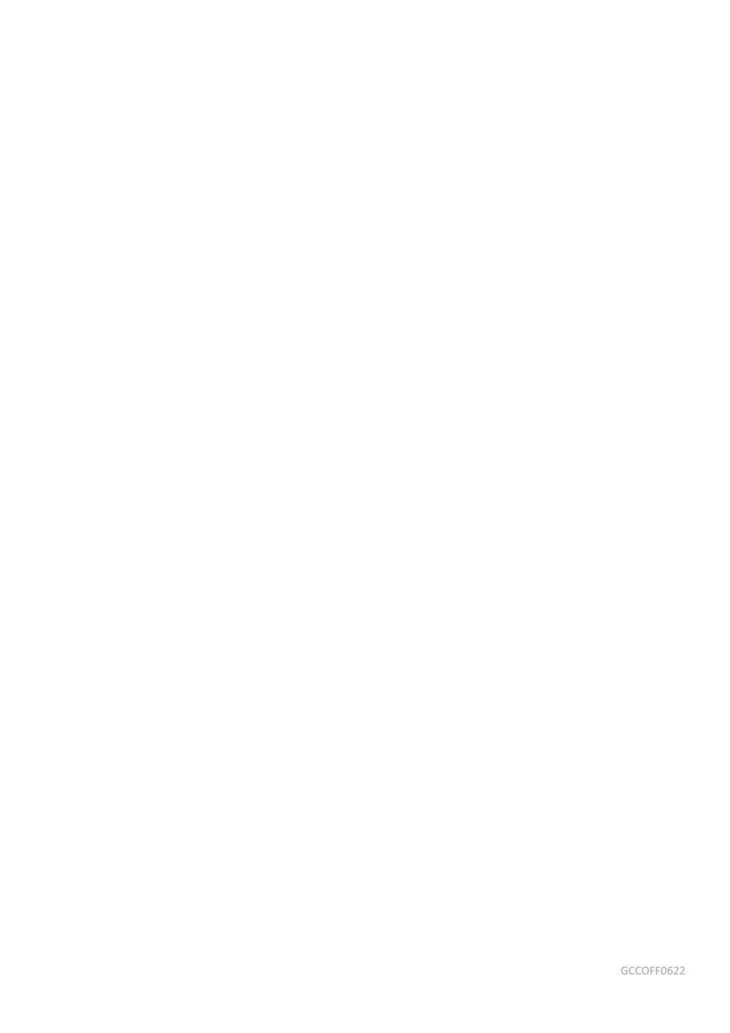GCCOFF0622